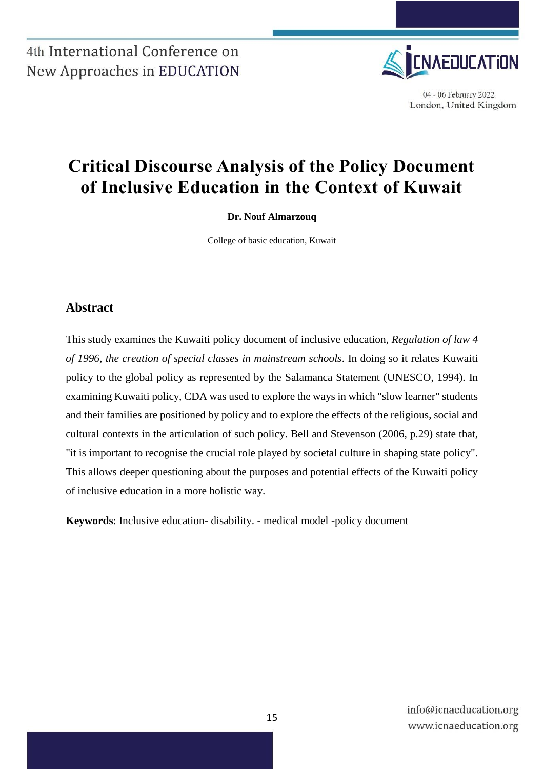# Critical Discourse Analysis of the Policy Document of Inclusive Education in the Context of Kuwait

**Dr. Nouf Almarzouq**

College of basic education, Kuwait

## Abstract

This study examines the Kuwaiti policy document of inclusive education, *Regulation of law 4 of 1996, the creation of special classes in mainstream schools*. In doing so it relates Kuwaiti policy to the global policy as represented by the Salamanca Statement (UNESCO, 1994). In examining Kuwaiti policy, CDA was used to explore the ways in which "slow learner" students and their families are positioned by policy and to explore the effects of the religious, social and cultural contexts in the articulation of such policy. Bell and Stevenson (2006, p.29) state that, "it is important to recognise the crucial role played by societal culture in shaping state policy". This allows deeper questioning about the purposes and potential effects of the Kuwaiti policy of inclusive education in a more holistic way.

**Keywords**: Inclusive education- disability. - medical model -policy document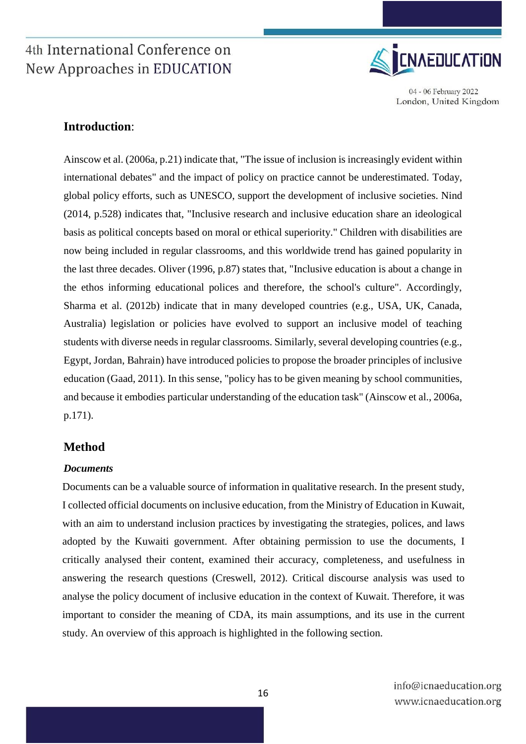## Introduction:

Ainscow et al. (2006a, p.21) indicate that, "The issue of inclusion is increasingly evident within international debates" and the impact of policy on practice cannot be underestimated. Today, global policy efforts, such as UNESCO, support the development of inclusive societies. Nind (2014, p.528) indicates that, "Inclusive research and inclusive education share an ideological basis as political concepts based on moral or ethical superiority." Children with disabilities are now being included in regular classrooms, and this worldwide trend has gained popularity in the last three decades. Oliver (1996, p.87) states that, "Inclusive education is about a change in the ethos informing educational polices and therefore, the school's culture". Accordingly, Sharma et al. (2012b) indicate that in many developed countries (e.g., USA, UK, Canada, Australia) legislation or policies have evolved to support an inclusive model of teaching students with diverse needs in regular classrooms. Similarly, several developing countries (e.g., Egypt, Jordan, Bahrain) have introduced policies to propose the broader principles of inclusive education (Gaad, 2011). In this sense, "policy has to be given meaning by school communities, and because it embodies particular understanding of the education task" (Ainscow et al., 2006a, p.171).

## Method

### *Documents*

Documents can be a valuable source of information in qualitative research. In the present study, I collected official documents on inclusive education, from the Ministry of Education in Kuwait, with an aim to understand inclusion practices by investigating the strategies, polices, and laws adopted by the Kuwaiti government. After obtaining permission to use the documents, I critically analysed their content, examined their accuracy, completeness, and usefulness in answering the research questions (Creswell, 2012). Critical discourse analysis was used to analyse the policy document of inclusive education in the context of Kuwait. Therefore, it was important to consider the meaning of CDA, its main assumptions, and its use in the current study. An overview of this approach is highlighted in the following section.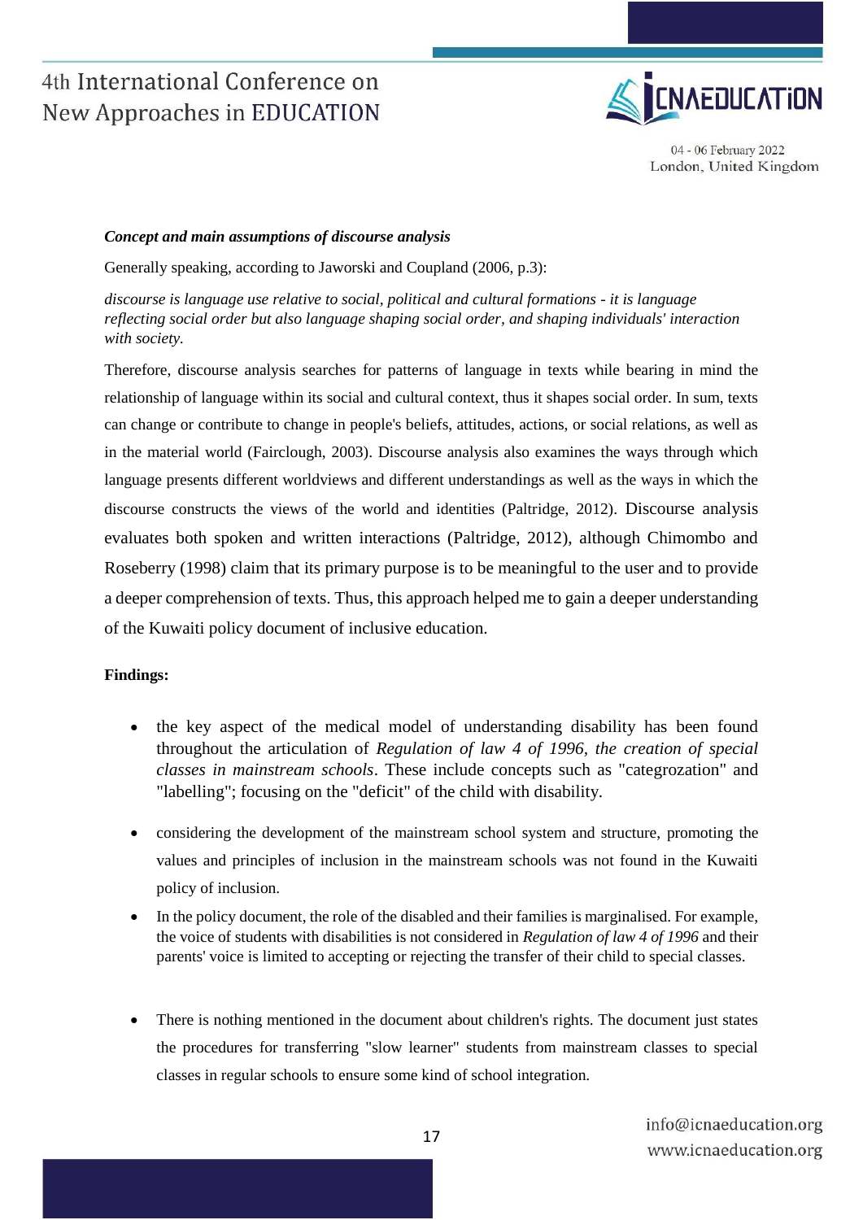***Concept and main assumptions of discourse analysis***

Generally speaking, according to Jaworski and Coupland (2006, p.3):

*discourse is language use relative to social, political and cultural formations - it is language reflecting social order but also language shaping social order, and shaping individuals' interaction with society.*

Therefore, discourse analysis searches for patterns of language in texts while bearing in mind the relationship of language within its social and cultural context, thus it shapes social order. In sum, texts can change or contribute to change in people's beliefs, attitudes, actions, or social relations, as well as in the material world (Fairclough, 2003). Discourse analysis also examines the ways through which language presents different worldviews and different understandings as well as the ways in which the discourse constructs the views of the world and identities (Paltridge, 2012). Discourse analysis evaluates both spoken and written interactions (Paltridge, 2012), although Chimombo and Roseberry (1998) claim that its primary purpose is to be meaningful to the user and to provide a deeper comprehension of texts. Thus, this approach helped me to gain a deeper understanding of the Kuwaiti policy document of inclusive education.

**Findings:**

- the key aspect of the medical model of understanding disability has been found throughout the articulation of *Regulation of law 4 of 1996, the creation of special classes in mainstream schools*. These include concepts such as "categrozation" and "labelling"; focusing on the "deficit" of the child with disability.
- considering the development of the mainstream school system and structure, promoting the values and principles of inclusion in the mainstream schools was not found in the Kuwaiti policy of inclusion.
- In the policy document, the role of the disabled and their families is marginalised. For example, the voice of students with disabilities is not considered in *Regulation of law 4 of 1996* and their parents' voice is limited to accepting or rejecting the transfer of their child to special classes.
- There is nothing mentioned in the document about children's rights. The document just states the procedures for transferring "slow learner" students from mainstream classes to special classes in regular schools to ensure some kind of school integration.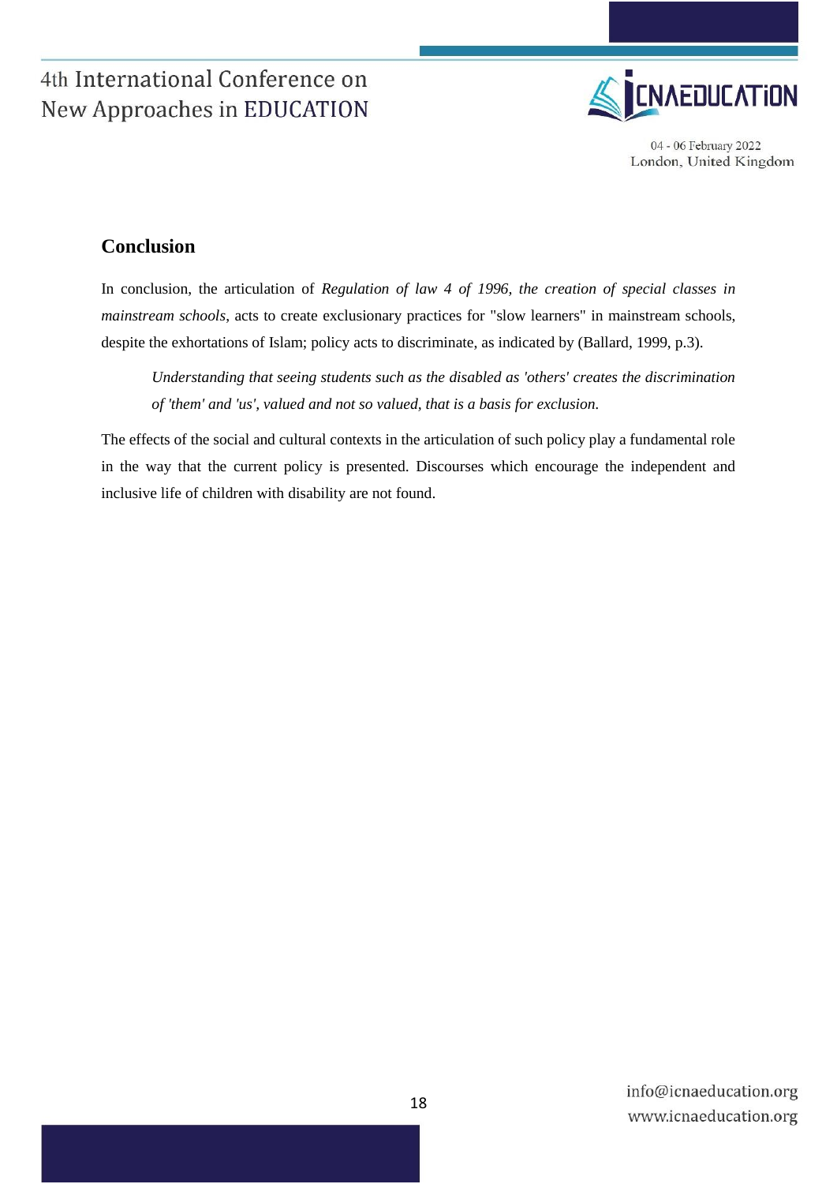## Conclusion

In conclusion, the articulation of *Regulation of law 4 of 1996, the creation of special classes in mainstream schools*, acts to create exclusionary practices for "slow learners" in mainstream schools, despite the exhortations of Islam; policy acts to discriminate, as indicated by (Ballard, 1999, p.3).

> *Understanding that seeing students such as the disabled as 'others' creates the discrimination of 'them' and 'us', valued and not so valued, that is a basis for exclusion.*

The effects of the social and cultural contexts in the articulation of such policy play a fundamental role in the way that the current policy is presented. Discourses which encourage the independent and inclusive life of children with disability are not found.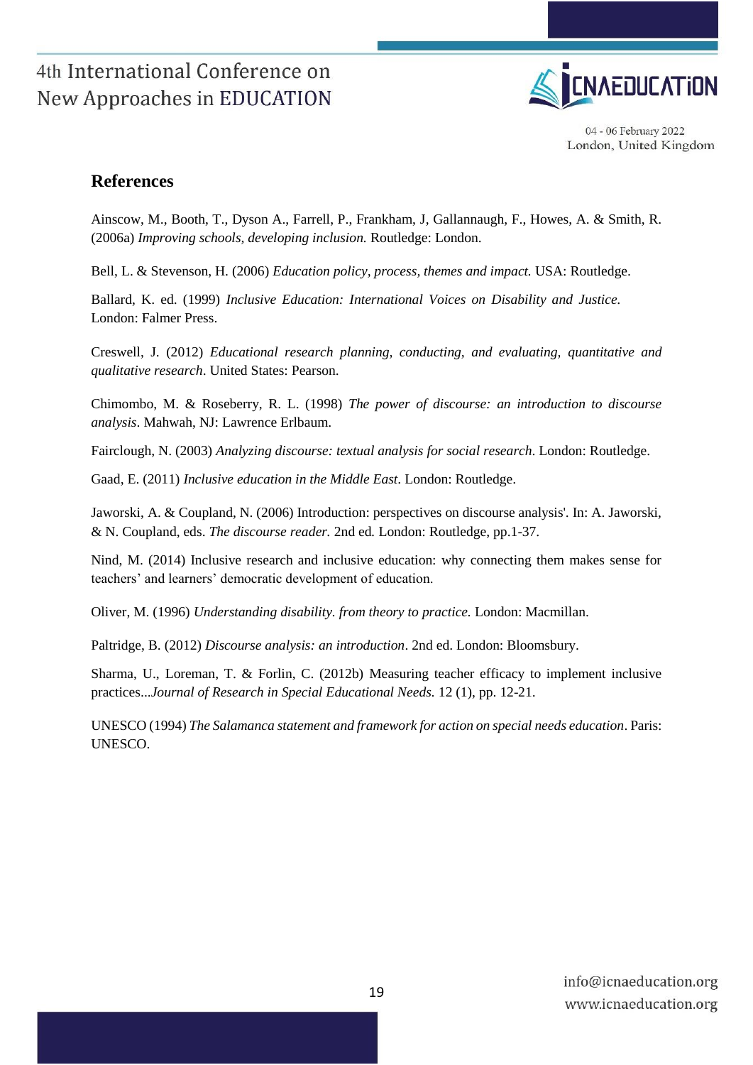## References

Ainscow, M., Booth, T., Dyson A., Farrell, P., Frankham, J, Gallannaugh, F., Howes, A. & Smith, R. (2006a) *Improving schools, developing inclusion.* Routledge: London.

Bell, L. & Stevenson, H. (2006) *Education policy, process, themes and impact.* USA: Routledge.

Ballard, K. ed. (1999) *Inclusive Education: International Voices on Disability and Justice.* London: Falmer Press.

Creswell, J. (2012) *Educational research planning, conducting, and evaluating, quantitative and qualitative research*. United States: Pearson.

Chimombo, M. & Roseberry, R. L. (1998) *The power of discourse: an introduction to discourse analysis*. Mahwah, NJ: Lawrence Erlbaum.

Fairclough, N. (2003) *Analyzing discourse: textual analysis for social research*. London: Routledge.

Gaad, E. (2011) *Inclusive education in the Middle East*. London: Routledge.

Jaworski, A. & Coupland, N. (2006) Introduction: perspectives on discourse analysis'. In: A. Jaworski, & N. Coupland, eds. *The discourse reader.* 2nd ed. London: Routledge, pp.1-37.

Nind, M. (2014) Inclusive research and inclusive education: why connecting them makes sense for teachers' and learners' democratic development of education.

Oliver, M. (1996) *Understanding disability. from theory to practice.* London: Macmillan.

Paltridge, B. (2012) *Discourse analysis: an introduction*. 2nd ed. London: Bloomsbury.

Sharma, U., Loreman, T. & Forlin, C. (2012b) Measuring teacher efficacy to implement inclusive practices...*Journal of Research in Special Educational Needs.* 12 (1), pp. 12-21.

UNESCO (1994) *The Salamanca statement and framework for action on special needs education*. Paris: UNESCO.